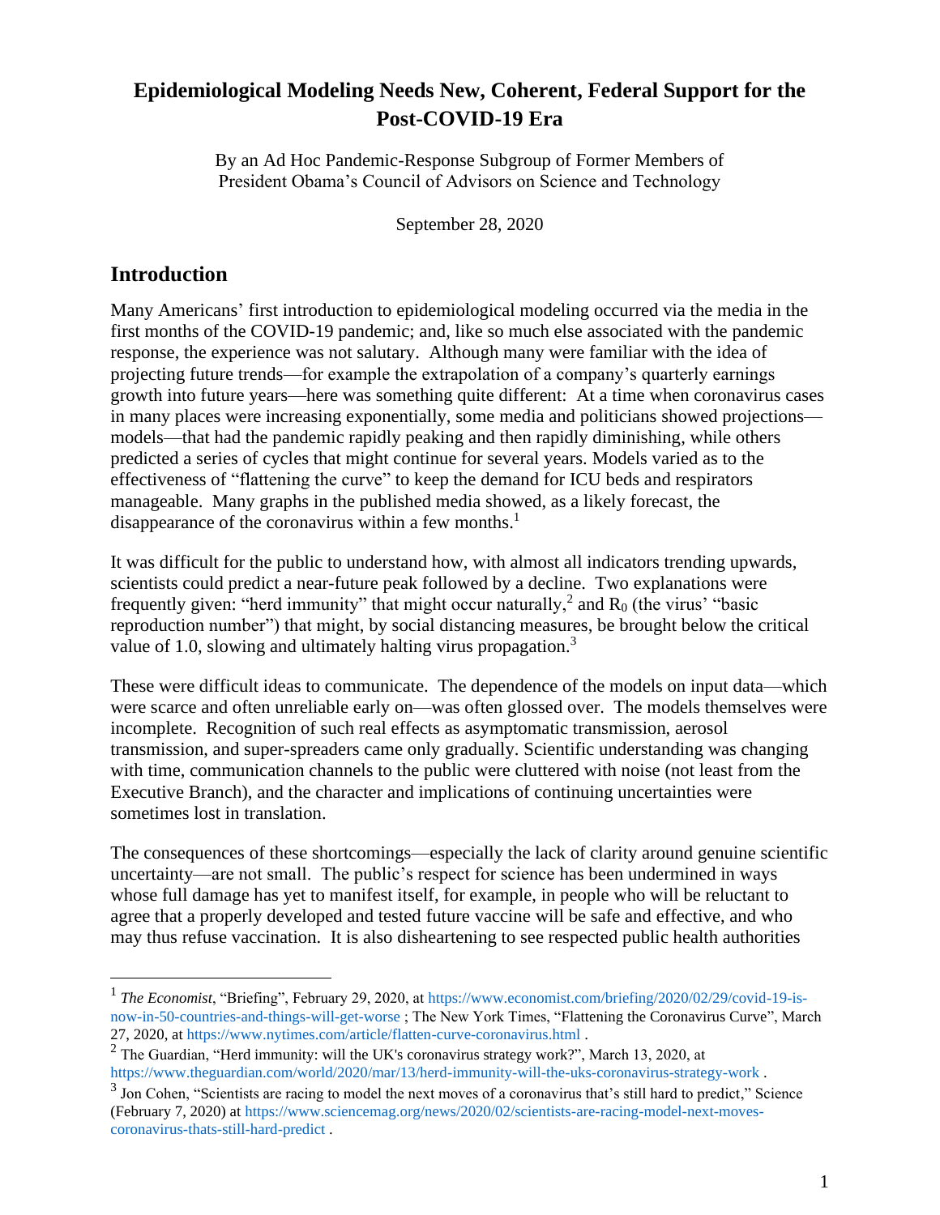# Epidemiological Modeling Needs New, Coherent, Federal Support for the Post-COVID-19 Era

By an Ad Hoc Pandemic-Response Subgroup of Former Members of President Obama's Council of Advisors on Science and Technology

September 28, 2020

## Introduction

Many Americans' first introduction to epidemiological modeling occurred via the media in the first months of the COVID-19 pandemic; and, like so much else associated with the pandemic response, the experience was not salutary. Although many were familiar with the idea of projecting future trends—for example the extrapolation of a company's quarterly earnings growth into future years—here was something quite different: At a time when coronavirus cases in many places were increasing exponentially, some media and politicians showed projections—models—that had the pandemic rapidly peaking and then rapidly diminishing, while others predicted a series of cycles that might continue for several years. Models varied as to the effectiveness of "flattening the curve" to keep the demand for ICU beds and respirators manageable. Many graphs in the published media showed, as a likely forecast, the disappearance of the coronavirus within a few months.[1]

It was difficult for the public to understand how, with almost all indicators trending upwards, scientists could predict a near-future peak followed by a decline. Two explanations were frequently given: "herd immunity" that might occur naturally,[2] and $R_0$ (the virus' "basic reproduction number") that might, by social distancing measures, be brought below the critical value of 1.0, slowing and ultimately halting virus propagation.[3]

These were difficult ideas to communicate. The dependence of the models on input data—which were scarce and often unreliable early on—was often glossed over. The models themselves were incomplete. Recognition of such real effects as asymptomatic transmission, aerosol transmission, and super-spreaders came only gradually. Scientific understanding was changing with time, communication channels to the public were cluttered with noise (not least from the Executive Branch), and the character and implications of continuing uncertainties were sometimes lost in translation.

The consequences of these shortcomings—especially the lack of clarity around genuine scientific uncertainty—are not small. The public's respect for science has been undermined in ways whose full damage has yet to manifest itself, for example, in people who will be reluctant to agree that a properly developed and tested future vaccine will be safe and effective, and who may thus refuse vaccination. It is also disheartening to see respected public health authorities

---

[1] *The Economist*, "Briefing", February 29, 2020, at https://www.economist.com/briefing/2020/02/29/covid-19-is-now-in-50-countries-and-things-will-get-worse ; The New York Times, "Flattening the Coronavirus Curve", March 27, 2020, at https://www.nytimes.com/article/flatten-curve-coronavirus.html .

[2] The Guardian, "Herd immunity: will the UK's coronavirus strategy work?", March 13, 2020, at https://www.theguardian.com/world/2020/mar/13/herd-immunity-will-the-uks-coronavirus-strategy-work .

[3] Jon Cohen, "Scientists are racing to model the next moves of a coronavirus that's still hard to predict," Science (February 7, 2020) at https://www.sciencemag.org/news/2020/02/scientists-are-racing-model-next-moves-coronavirus-thats-still-hard-predict .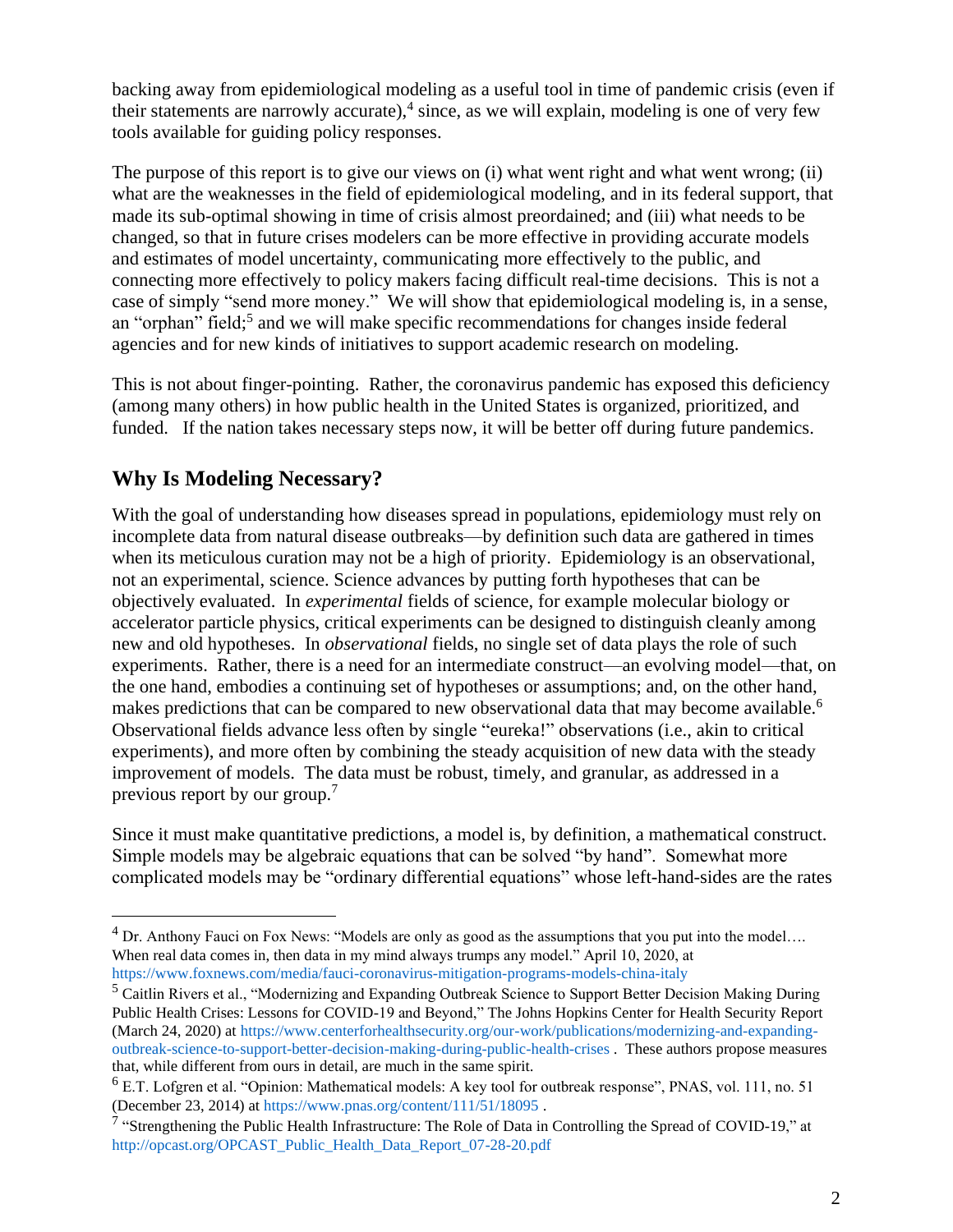backing away from epidemiological modeling as a useful tool in time of pandemic crisis (even if their statements are narrowly accurate),[4] since, as we will explain, modeling is one of very few tools available for guiding policy responses.

The purpose of this report is to give our views on (i) what went right and what went wrong; (ii) what are the weaknesses in the field of epidemiological modeling, and in its federal support, that made its sub-optimal showing in time of crisis almost preordained; and (iii) what needs to be changed, so that in future crises modelers can be more effective in providing accurate models and estimates of model uncertainty, communicating more effectively to the public, and connecting more effectively to policy makers facing difficult real-time decisions. This is not a case of simply "send more money." We will show that epidemiological modeling is, in a sense, an "orphan" field;[5] and we will make specific recommendations for changes inside federal agencies and for new kinds of initiatives to support academic research on modeling.

This is not about finger-pointing. Rather, the coronavirus pandemic has exposed this deficiency (among many others) in how public health in the United States is organized, prioritized, and funded. If the nation takes necessary steps now, it will be better off during future pandemics.

## Why Is Modeling Necessary?

With the goal of understanding how diseases spread in populations, epidemiology must rely on incomplete data from natural disease outbreaks—by definition such data are gathered in times when its meticulous curation may not be a high of priority. Epidemiology is an observational, not an experimental, science. Science advances by putting forth hypotheses that can be objectively evaluated. In *experimental* fields of science, for example molecular biology or accelerator particle physics, critical experiments can be designed to distinguish cleanly among new and old hypotheses. In *observational* fields, no single set of data plays the role of such experiments. Rather, there is a need for an intermediate construct—an evolving model—that, on the one hand, embodies a continuing set of hypotheses or assumptions; and, on the other hand, makes predictions that can be compared to new observational data that may become available.[6] Observational fields advance less often by single "eureka!" observations (i.e., akin to critical experiments), and more often by combining the steady acquisition of new data with the steady improvement of models. The data must be robust, timely, and granular, as addressed in a previous report by our group.[7]

Since it must make quantitative predictions, a model is, by definition, a mathematical construct. Simple models may be algebraic equations that can be solved "by hand". Somewhat more complicated models may be "ordinary differential equations" whose left-hand-sides are the rates

---

[4] Dr. Anthony Fauci on Fox News: "Models are only as good as the assumptions that you put into the model…. When real data comes in, then data in my mind always trumps any model." April 10, 2020, at https://www.foxnews.com/media/fauci-coronavirus-mitigation-programs-models-china-italy

[5] Caitlin Rivers et al., "Modernizing and Expanding Outbreak Science to Support Better Decision Making During Public Health Crises: Lessons for COVID-19 and Beyond," The Johns Hopkins Center for Health Security Report (March 24, 2020) at https://www.centerforhealthsecurity.org/our-work/publications/modernizing-and-expanding-outbreak-science-to-support-better-decision-making-during-public-health-crises . These authors propose measures that, while different from ours in detail, are much in the same spirit.

[6] E.T. Lofgren et al. "Opinion: Mathematical models: A key tool for outbreak response", PNAS, vol. 111, no. 51 (December 23, 2014) at https://www.pnas.org/content/111/51/18095 .

[7] "Strengthening the Public Health Infrastructure: The Role of Data in Controlling the Spread of COVID-19," at http://opcast.org/OPCAST_Public_Health_Data_Report_07-28-20.pdf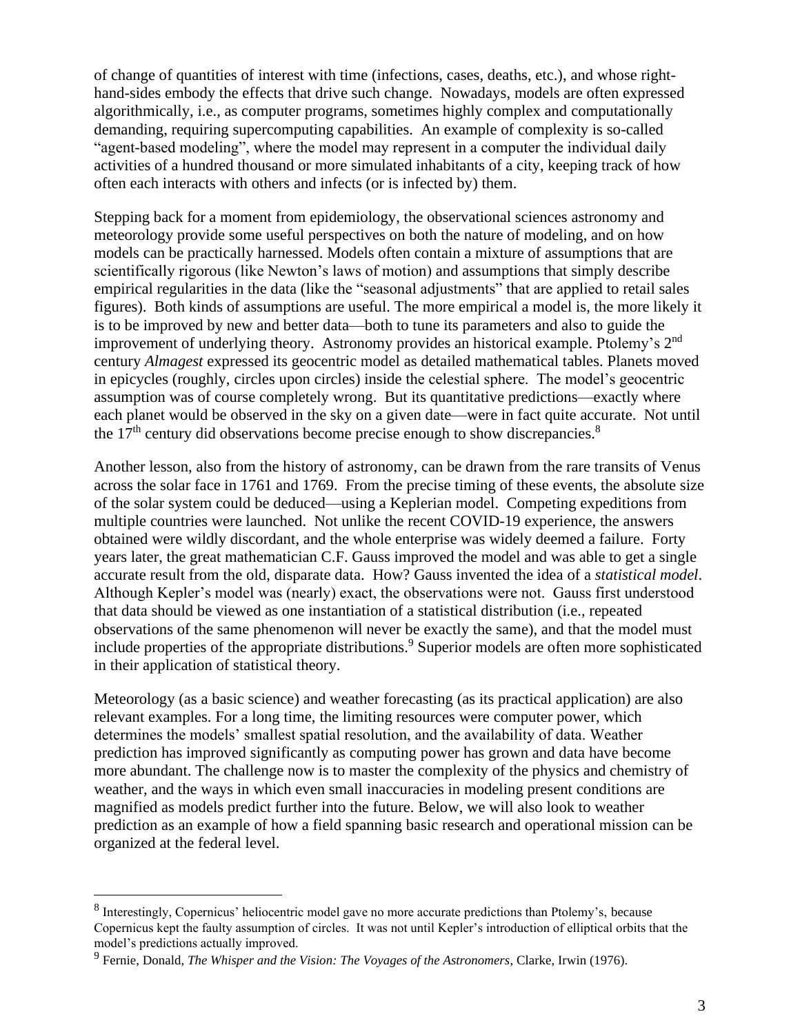of change of quantities of interest with time (infections, cases, deaths, etc.), and whose right-hand-sides embody the effects that drive such change. Nowadays, models are often expressed algorithmically, i.e., as computer programs, sometimes highly complex and computationally demanding, requiring supercomputing capabilities. An example of complexity is so-called "agent-based modeling", where the model may represent in a computer the individual daily activities of a hundred thousand or more simulated inhabitants of a city, keeping track of how often each interacts with others and infects (or is infected by) them.

Stepping back for a moment from epidemiology, the observational sciences astronomy and meteorology provide some useful perspectives on both the nature of modeling, and on how models can be practically harnessed. Models often contain a mixture of assumptions that are scientifically rigorous (like Newton's laws of motion) and assumptions that simply describe empirical regularities in the data (like the "seasonal adjustments" that are applied to retail sales figures). Both kinds of assumptions are useful. The more empirical a model is, the more likely it is to be improved by new and better data—both to tune its parameters and also to guide the improvement of underlying theory. Astronomy provides an historical example. Ptolemy's 2nd century *Almagest* expressed its geocentric model as detailed mathematical tables. Planets moved in epicycles (roughly, circles upon circles) inside the celestial sphere. The model's geocentric assumption was of course completely wrong. But its quantitative predictions—exactly where each planet would be observed in the sky on a given date—were in fact quite accurate. Not until the 17th century did observations become precise enough to show discrepancies.[8]

Another lesson, also from the history of astronomy, can be drawn from the rare transits of Venus across the solar face in 1761 and 1769. From the precise timing of these events, the absolute size of the solar system could be deduced—using a Keplerian model. Competing expeditions from multiple countries were launched. Not unlike the recent COVID-19 experience, the answers obtained were wildly discordant, and the whole enterprise was widely deemed a failure. Forty years later, the great mathematician C.F. Gauss improved the model and was able to get a single accurate result from the old, disparate data. How? Gauss invented the idea of a *statistical model*. Although Kepler's model was (nearly) exact, the observations were not. Gauss first understood that data should be viewed as one instantiation of a statistical distribution (i.e., repeated observations of the same phenomenon will never be exactly the same), and that the model must include properties of the appropriate distributions.[9] Superior models are often more sophisticated in their application of statistical theory.

Meteorology (as a basic science) and weather forecasting (as its practical application) are also relevant examples. For a long time, the limiting resources were computer power, which determines the models' smallest spatial resolution, and the availability of data. Weather prediction has improved significantly as computing power has grown and data have become more abundant. The challenge now is to master the complexity of the physics and chemistry of weather, and the ways in which even small inaccuracies in modeling present conditions are magnified as models predict further into the future. Below, we will also look to weather prediction as an example of how a field spanning basic research and operational mission can be organized at the federal level.

---

[8] Interestingly, Copernicus' heliocentric model gave no more accurate predictions than Ptolemy's, because Copernicus kept the faulty assumption of circles. It was not until Kepler's introduction of elliptical orbits that the model's predictions actually improved.

[9] Fernie, Donald, *The Whisper and the Vision: The Voyages of the Astronomers*, Clarke, Irwin (1976).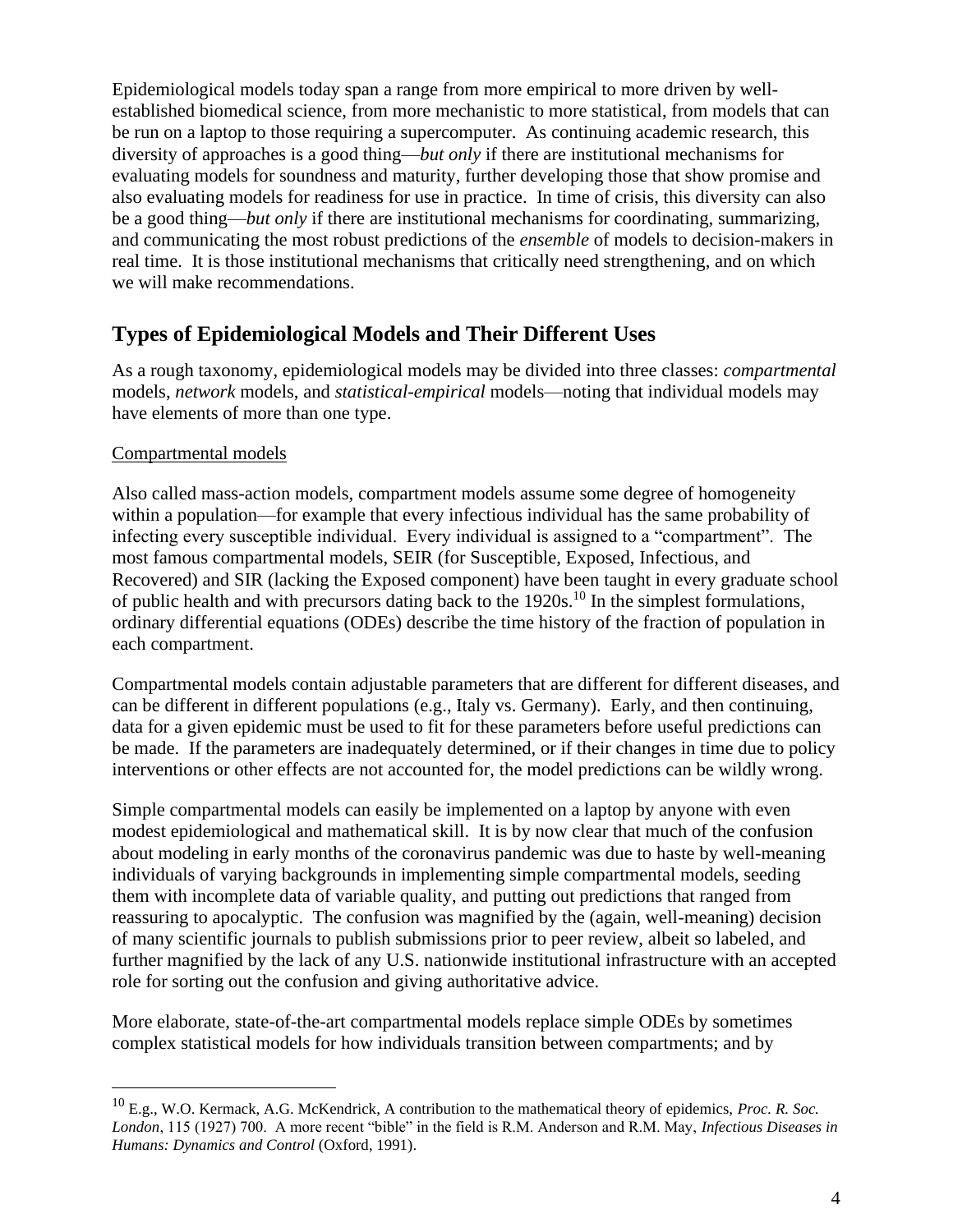Epidemiological models today span a range from more empirical to more driven by well-established biomedical science, from more mechanistic to more statistical, from models that can be run on a laptop to those requiring a supercomputer. As continuing academic research, this diversity of approaches is a good thing—*but only* if there are institutional mechanisms for evaluating models for soundness and maturity, further developing those that show promise and also evaluating models for readiness for use in practice. In time of crisis, this diversity can also be a good thing—*but only* if there are institutional mechanisms for coordinating, summarizing, and communicating the most robust predictions of the *ensemble* of models to decision-makers in real time. It is those institutional mechanisms that critically need strengthening, and on which we will make recommendations.

## Types of Epidemiological Models and Their Different Uses

As a rough taxonomy, epidemiological models may be divided into three classes: *compartmental* models, *network* models, and *statistical-empirical* models—noting that individual models may have elements of more than one type.

### Compartmental models

Also called mass-action models, compartment models assume some degree of homogeneity within a population—for example that every infectious individual has the same probability of infecting every susceptible individual. Every individual is assigned to a "compartment". The most famous compartmental models, SEIR (for Susceptible, Exposed, Infectious, and Recovered) and SIR (lacking the Exposed component) have been taught in every graduate school of public health and with precursors dating back to the 1920s.[10] In the simplest formulations, ordinary differential equations (ODEs) describe the time history of the fraction of population in each compartment.

Compartmental models contain adjustable parameters that are different for different diseases, and can be different in different populations (e.g., Italy vs. Germany). Early, and then continuing, data for a given epidemic must be used to fit for these parameters before useful predictions can be made. If the parameters are inadequately determined, or if their changes in time due to policy interventions or other effects are not accounted for, the model predictions can be wildly wrong.

Simple compartmental models can easily be implemented on a laptop by anyone with even modest epidemiological and mathematical skill. It is by now clear that much of the confusion about modeling in early months of the coronavirus pandemic was due to haste by well-meaning individuals of varying backgrounds in implementing simple compartmental models, seeding them with incomplete data of variable quality, and putting out predictions that ranged from reassuring to apocalyptic. The confusion was magnified by the (again, well-meaning) decision of many scientific journals to publish submissions prior to peer review, albeit so labeled, and further magnified by the lack of any U.S. nationwide institutional infrastructure with an accepted role for sorting out the confusion and giving authoritative advice.

More elaborate, state-of-the-art compartmental models replace simple ODEs by sometimes complex statistical models for how individuals transition between compartments; and by

---

[10] E.g., W.O. Kermack, A.G. McKendrick, A contribution to the mathematical theory of epidemics, *Proc. R. Soc. London*, 115 (1927) 700. A more recent "bible" in the field is R.M. Anderson and R.M. May, *Infectious Diseases in Humans: Dynamics and Control* (Oxford, 1991).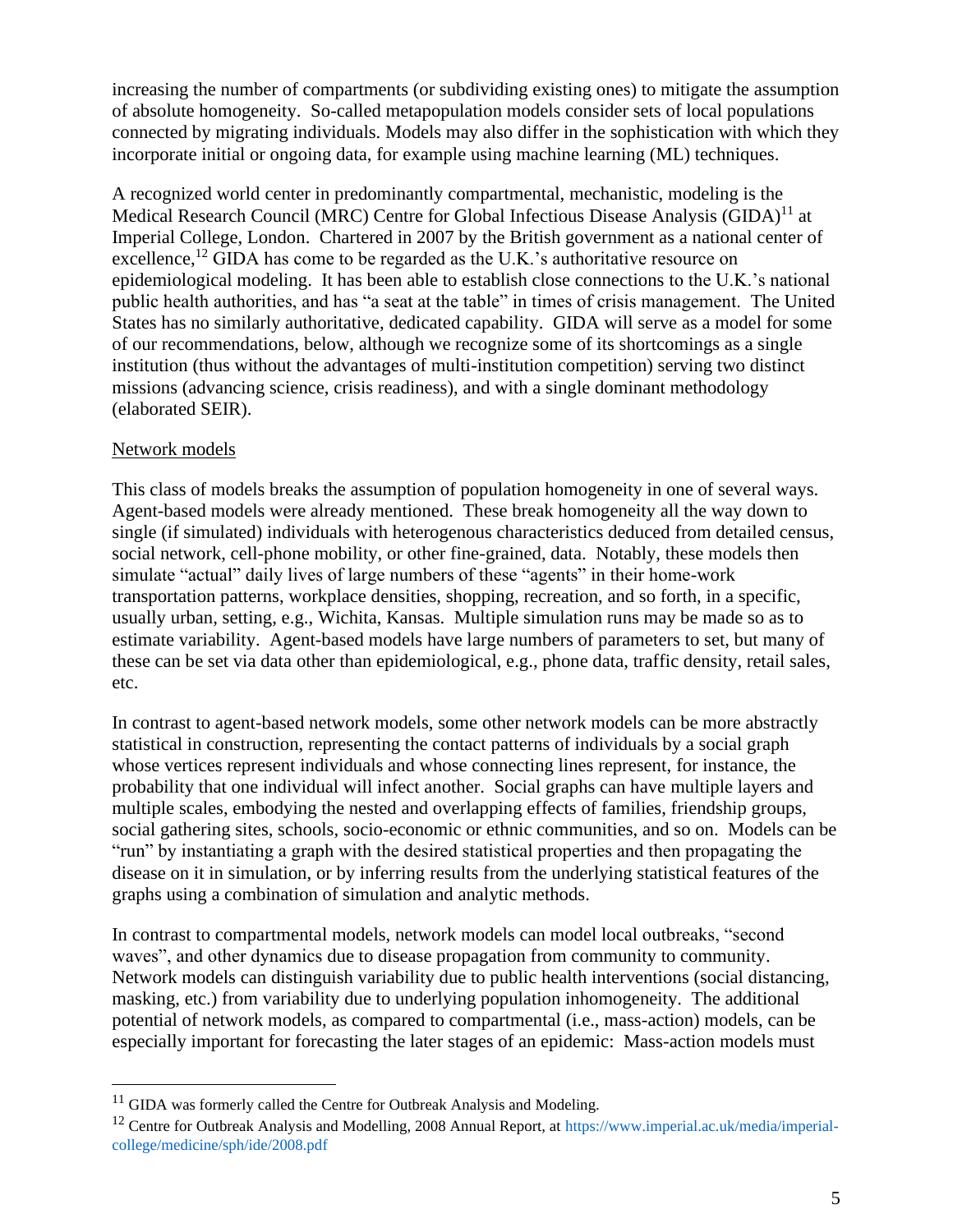increasing the number of compartments (or subdividing existing ones) to mitigate the assumption of absolute homogeneity. So-called metapopulation models consider sets of local populations connected by migrating individuals. Models may also differ in the sophistication with which they incorporate initial or ongoing data, for example using machine learning (ML) techniques.

A recognized world center in predominantly compartmental, mechanistic, modeling is the Medical Research Council (MRC) Centre for Global Infectious Disease Analysis (GIDA)[11] at Imperial College, London. Chartered in 2007 by the British government as a national center of excellence,[12] GIDA has come to be regarded as the U.K.'s authoritative resource on epidemiological modeling. It has been able to establish close connections to the U.K.'s national public health authorities, and has "a seat at the table" in times of crisis management. The United States has no similarly authoritative, dedicated capability. GIDA will serve as a model for some of our recommendations, below, although we recognize some of its shortcomings as a single institution (thus without the advantages of multi-institution competition) serving two distinct missions (advancing science, crisis readiness), and with a single dominant methodology (elaborated SEIR).

<u>Network models</u>

This class of models breaks the assumption of population homogeneity in one of several ways. Agent-based models were already mentioned. These break homogeneity all the way down to single (if simulated) individuals with heterogenous characteristics deduced from detailed census, social network, cell-phone mobility, or other fine-grained, data. Notably, these models then simulate "actual" daily lives of large numbers of these "agents" in their home-work transportation patterns, workplace densities, shopping, recreation, and so forth, in a specific, usually urban, setting, e.g., Wichita, Kansas. Multiple simulation runs may be made so as to estimate variability. Agent-based models have large numbers of parameters to set, but many of these can be set via data other than epidemiological, e.g., phone data, traffic density, retail sales, etc.

In contrast to agent-based network models, some other network models can be more abstractly statistical in construction, representing the contact patterns of individuals by a social graph whose vertices represent individuals and whose connecting lines represent, for instance, the probability that one individual will infect another. Social graphs can have multiple layers and multiple scales, embodying the nested and overlapping effects of families, friendship groups, social gathering sites, schools, socio-economic or ethnic communities, and so on. Models can be "run" by instantiating a graph with the desired statistical properties and then propagating the disease on it in simulation, or by inferring results from the underlying statistical features of the graphs using a combination of simulation and analytic methods.

In contrast to compartmental models, network models can model local outbreaks, "second waves", and other dynamics due to disease propagation from community to community. Network models can distinguish variability due to public health interventions (social distancing, masking, etc.) from variability due to underlying population inhomogeneity. The additional potential of network models, as compared to compartmental (i.e., mass-action) models, can be especially important for forecasting the later stages of an epidemic: Mass-action models must

---

[11] GIDA was formerly called the Centre for Outbreak Analysis and Modeling.

[12] Centre for Outbreak Analysis and Modelling, 2008 Annual Report, at https://www.imperial.ac.uk/media/imperial-college/medicine/sph/ide/2008.pdf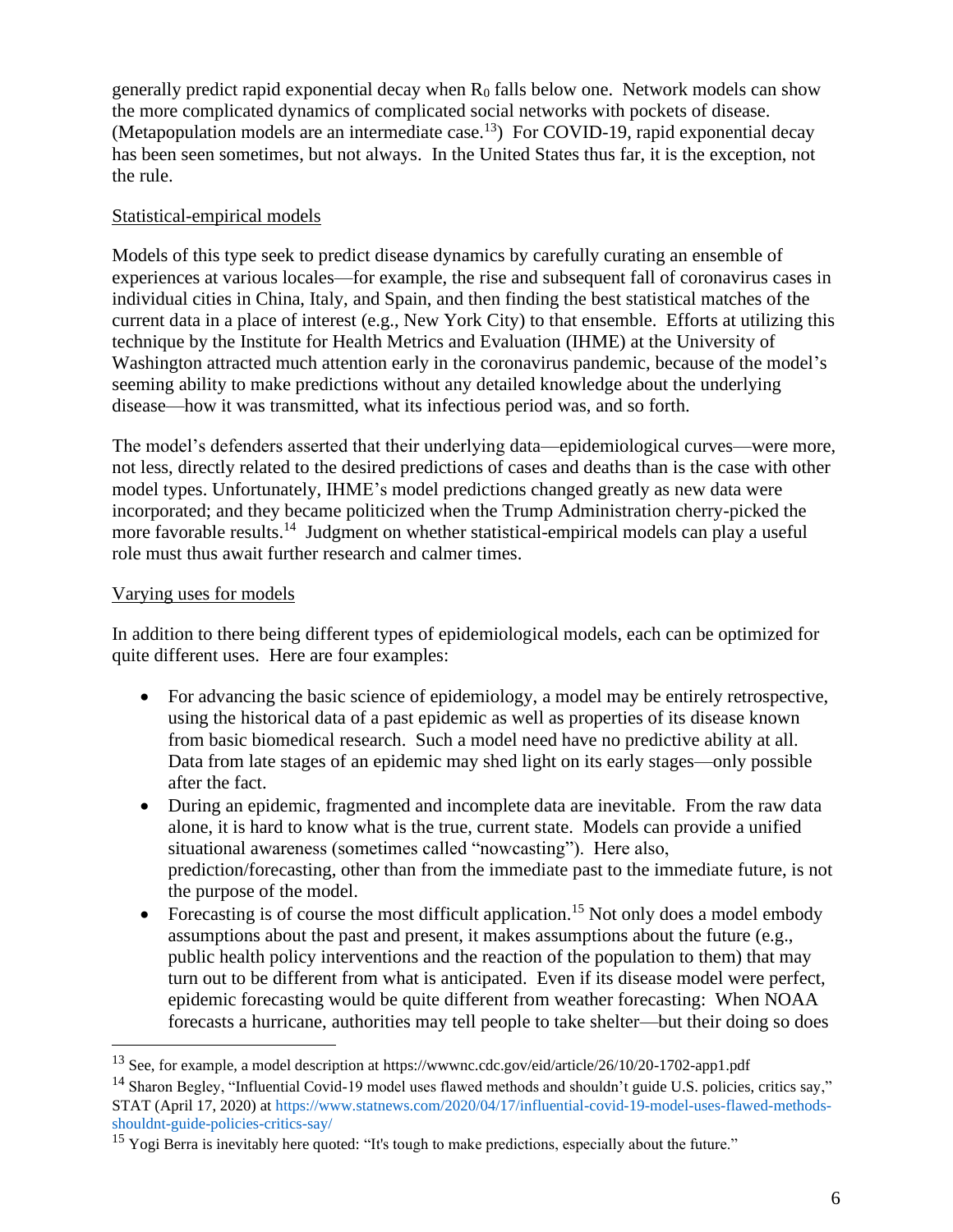generally predict rapid exponential decay when $R_0$ falls below one. Network models can show the more complicated dynamics of complicated social networks with pockets of disease. (Metapopulation models are an intermediate case.[13]) For COVID-19, rapid exponential decay has been seen sometimes, but not always. In the United States thus far, it is the exception, not the rule.

### Statistical-empirical models

Models of this type seek to predict disease dynamics by carefully curating an ensemble of experiences at various locales—for example, the rise and subsequent fall of coronavirus cases in individual cities in China, Italy, and Spain, and then finding the best statistical matches of the current data in a place of interest (e.g., New York City) to that ensemble. Efforts at utilizing this technique by the Institute for Health Metrics and Evaluation (IHME) at the University of Washington attracted much attention early in the coronavirus pandemic, because of the model's seeming ability to make predictions without any detailed knowledge about the underlying disease—how it was transmitted, what its infectious period was, and so forth.

The model's defenders asserted that their underlying data—epidemiological curves—were more, not less, directly related to the desired predictions of cases and deaths than is the case with other model types. Unfortunately, IHME's model predictions changed greatly as new data were incorporated; and they became politicized when the Trump Administration cherry-picked the more favorable results.[14] Judgment on whether statistical-empirical models can play a useful role must thus await further research and calmer times.

### Varying uses for models

In addition to there being different types of epidemiological models, each can be optimized for quite different uses. Here are four examples:

- For advancing the basic science of epidemiology, a model may be entirely retrospective, using the historical data of a past epidemic as well as properties of its disease known from basic biomedical research. Such a model need have no predictive ability at all. Data from late stages of an epidemic may shed light on its early stages—only possible after the fact.
- During an epidemic, fragmented and incomplete data are inevitable. From the raw data alone, it is hard to know what is the true, current state. Models can provide a unified situational awareness (sometimes called "nowcasting"). Here also, prediction/forecasting, other than from the immediate past to the immediate future, is not the purpose of the model.
- Forecasting is of course the most difficult application.[15] Not only does a model embody assumptions about the past and present, it makes assumptions about the future (e.g., public health policy interventions and the reaction of the population to them) that may turn out to be different from what is anticipated. Even if its disease model were perfect, epidemic forecasting would be quite different from weather forecasting: When NOAA forecasts a hurricane, authorities may tell people to take shelter—but their doing so does

---

[13] See, for example, a model description at https://wwwnc.cdc.gov/eid/article/26/10/20-1702-app1.pdf

[14] Sharon Begley, "Influential Covid-19 model uses flawed methods and shouldn't guide U.S. policies, critics say," STAT (April 17, 2020) at https://www.statnews.com/2020/04/17/influential-covid-19-model-uses-flawed-methods-shouldnt-guide-policies-critics-say/

[15] Yogi Berra is inevitably here quoted: "It's tough to make predictions, especially about the future."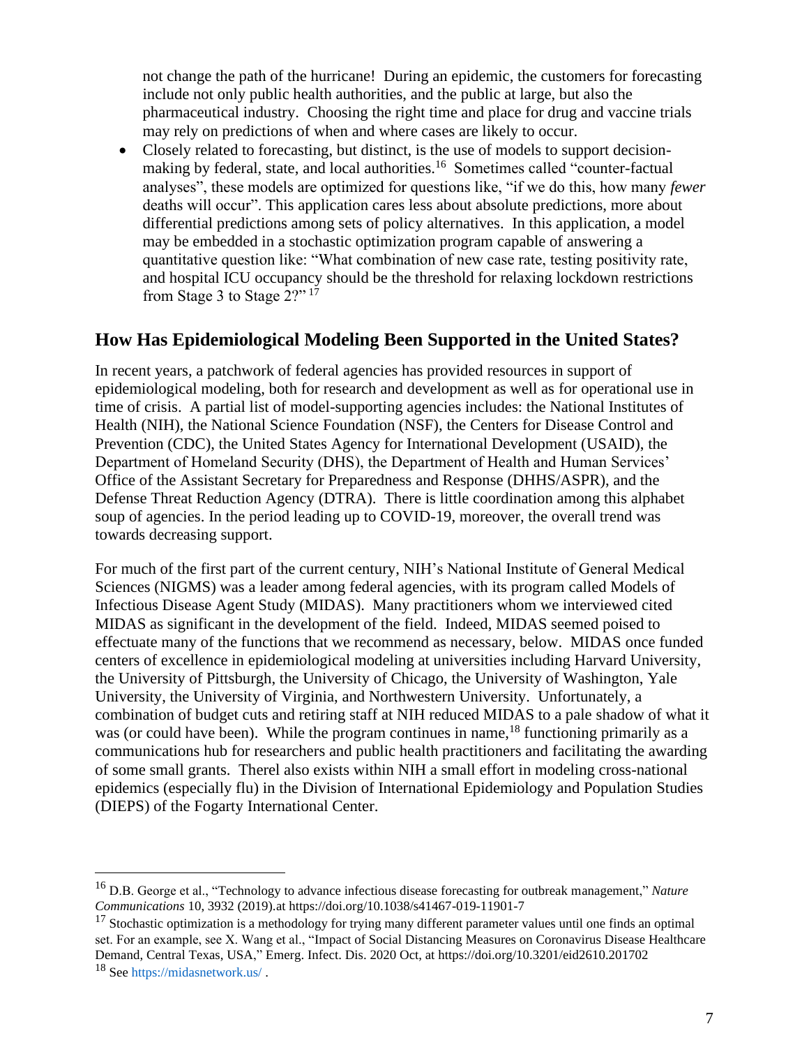not change the path of the hurricane! During an epidemic, the customers for forecasting include not only public health authorities, and the public at large, but also the pharmaceutical industry. Choosing the right time and place for drug and vaccine trials may rely on predictions of when and where cases are likely to occur.

- Closely related to forecasting, but distinct, is the use of models to support decision-making by federal, state, and local authorities.[16] Sometimes called "counter-factual analyses", these models are optimized for questions like, "if we do this, how many *fewer* deaths will occur". This application cares less about absolute predictions, more about differential predictions among sets of policy alternatives. In this application, a model may be embedded in a stochastic optimization program capable of answering a quantitative question like: "What combination of new case rate, testing positivity rate, and hospital ICU occupancy should be the threshold for relaxing lockdown restrictions from Stage 3 to Stage 2?"[17]

## How Has Epidemiological Modeling Been Supported in the United States?

In recent years, a patchwork of federal agencies has provided resources in support of epidemiological modeling, both for research and development as well as for operational use in time of crisis. A partial list of model-supporting agencies includes: the National Institutes of Health (NIH), the National Science Foundation (NSF), the Centers for Disease Control and Prevention (CDC), the United States Agency for International Development (USAID), the Department of Homeland Security (DHS), the Department of Health and Human Services' Office of the Assistant Secretary for Preparedness and Response (DHHS/ASPR), and the Defense Threat Reduction Agency (DTRA). There is little coordination among this alphabet soup of agencies. In the period leading up to COVID-19, moreover, the overall trend was towards decreasing support.

For much of the first part of the current century, NIH's National Institute of General Medical Sciences (NIGMS) was a leader among federal agencies, with its program called Models of Infectious Disease Agent Study (MIDAS). Many practitioners whom we interviewed cited MIDAS as significant in the development of the field. Indeed, MIDAS seemed poised to effectuate many of the functions that we recommend as necessary, below. MIDAS once funded centers of excellence in epidemiological modeling at universities including Harvard University, the University of Pittsburgh, the University of Chicago, the University of Washington, Yale University, the University of Virginia, and Northwestern University. Unfortunately, a combination of budget cuts and retiring staff at NIH reduced MIDAS to a pale shadow of what it was (or could have been). While the program continues in name,[18] functioning primarily as a communications hub for researchers and public health practitioners and facilitating the awarding of some small grants. Therel also exists within NIH a small effort in modeling cross-national epidemics (especially flu) in the Division of International Epidemiology and Population Studies (DIEPS) of the Fogarty International Center.

---

[16] D.B. George et al., "Technology to advance infectious disease forecasting for outbreak management," *Nature Communications* 10, 3932 (2019).at https://doi.org/10.1038/s41467-019-11901-7

[17] Stochastic optimization is a methodology for trying many different parameter values until one finds an optimal set. For an example, see X. Wang et al., "Impact of Social Distancing Measures on Coronavirus Disease Healthcare Demand, Central Texas, USA," Emerg. Infect. Dis. 2020 Oct, at https://doi.org/10.3201/eid2610.201702

[18] See https://midasnetwork.us/ .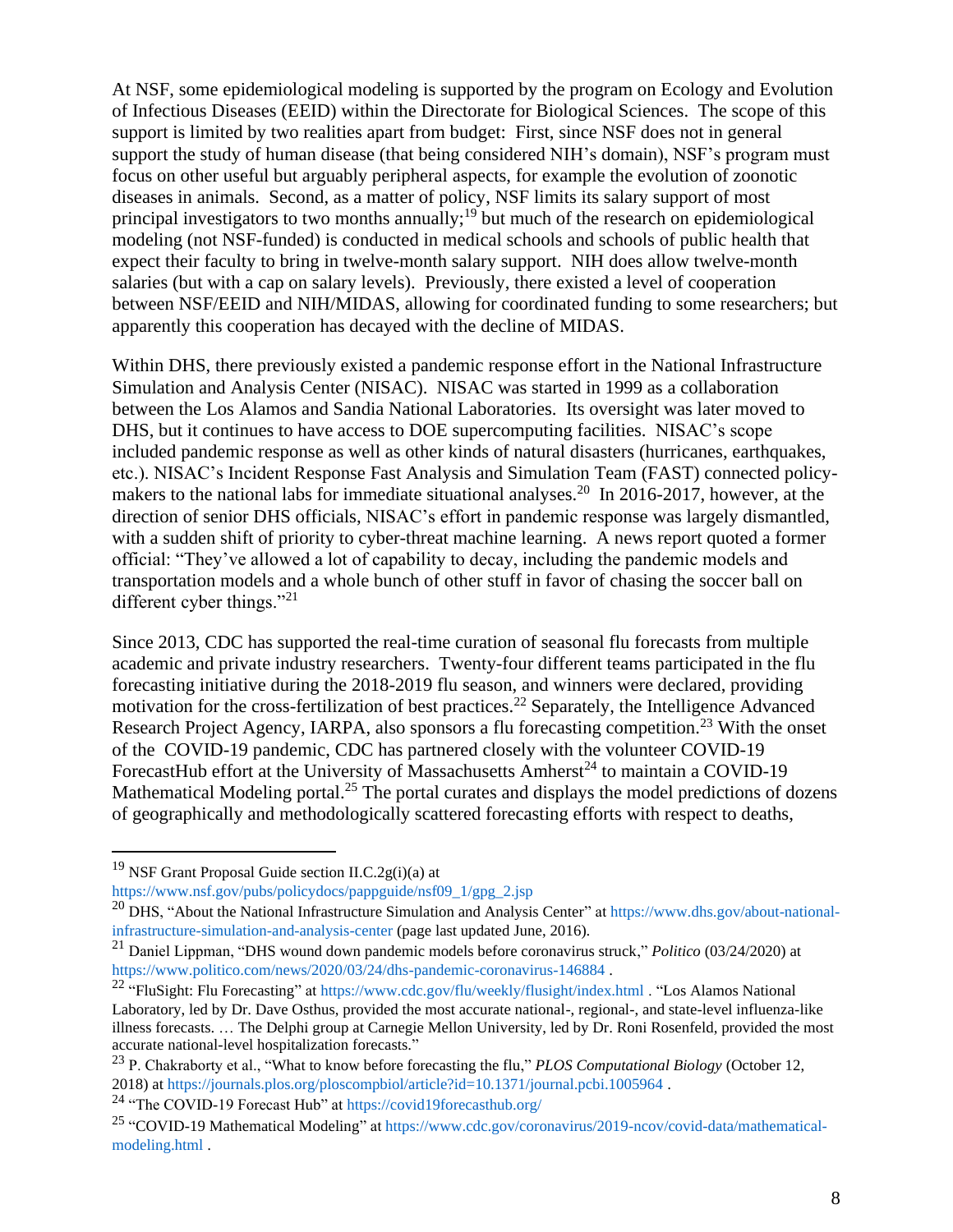At NSF, some epidemiological modeling is supported by the program on Ecology and Evolution of Infectious Diseases (EEID) within the Directorate for Biological Sciences. The scope of this support is limited by two realities apart from budget: First, since NSF does not in general support the study of human disease (that being considered NIH's domain), NSF's program must focus on other useful but arguably peripheral aspects, for example the evolution of zoonotic diseases in animals. Second, as a matter of policy, NSF limits its salary support of most principal investigators to two months annually;[19] but much of the research on epidemiological modeling (not NSF-funded) is conducted in medical schools and schools of public health that expect their faculty to bring in twelve-month salary support. NIH does allow twelve-month salaries (but with a cap on salary levels). Previously, there existed a level of cooperation between NSF/EEID and NIH/MIDAS, allowing for coordinated funding to some researchers; but apparently this cooperation has decayed with the decline of MIDAS.

Within DHS, there previously existed a pandemic response effort in the National Infrastructure Simulation and Analysis Center (NISAC). NISAC was started in 1999 as a collaboration between the Los Alamos and Sandia National Laboratories. Its oversight was later moved to DHS, but it continues to have access to DOE supercomputing facilities. NISAC's scope included pandemic response as well as other kinds of natural disasters (hurricanes, earthquakes, etc.). NISAC's Incident Response Fast Analysis and Simulation Team (FAST) connected policy-makers to the national labs for immediate situational analyses.[20] In 2016-2017, however, at the direction of senior DHS officials, NISAC's effort in pandemic response was largely dismantled, with a sudden shift of priority to cyber-threat machine learning. A news report quoted a former official: "They've allowed a lot of capability to decay, including the pandemic models and transportation models and a whole bunch of other stuff in favor of chasing the soccer ball on different cyber things."[21]

Since 2013, CDC has supported the real-time curation of seasonal flu forecasts from multiple academic and private industry researchers. Twenty-four different teams participated in the flu forecasting initiative during the 2018-2019 flu season, and winners were declared, providing motivation for the cross-fertilization of best practices.[22] Separately, the Intelligence Advanced Research Project Agency, IARPA, also sponsors a flu forecasting competition.[23] With the onset of the COVID-19 pandemic, CDC has partnered closely with the volunteer COVID-19 ForecastHub effort at the University of Massachusetts Amherst[24] to maintain a COVID-19 Mathematical Modeling portal.[25] The portal curates and displays the model predictions of dozens of geographically and methodologically scattered forecasting efforts with respect to deaths,

---

[19] NSF Grant Proposal Guide section II.C.2g(i)(a) at https://www.nsf.gov/pubs/policydocs/pappguide/nsf09_1/gpg_2.jsp

[20] DHS, "About the National Infrastructure Simulation and Analysis Center" at https://www.dhs.gov/about-national-infrastructure-simulation-and-analysis-center (page last updated June, 2016).

[21] Daniel Lippman, "DHS wound down pandemic models before coronavirus struck," *Politico* (03/24/2020) at https://www.politico.com/news/2020/03/24/dhs-pandemic-coronavirus-146884 .

[22] "FluSight: Flu Forecasting" at https://www.cdc.gov/flu/weekly/flusight/index.html . "Los Alamos National Laboratory, led by Dr. Dave Osthus, provided the most accurate national-, regional-, and state-level influenza-like illness forecasts. … The Delphi group at Carnegie Mellon University, led by Dr. Roni Rosenfeld, provided the most accurate national-level hospitalization forecasts."

[23] P. Chakraborty et al., "What to know before forecasting the flu," *PLOS Computational Biology* (October 12, 2018) at https://journals.plos.org/ploscompbiol/article?id=10.1371/journal.pcbi.1005964 .

[24] "The COVID-19 Forecast Hub" at https://covid19forecasthub.org/

[25] "COVID-19 Mathematical Modeling" at https://www.cdc.gov/coronavirus/2019-ncov/covid-data/mathematical-modeling.html .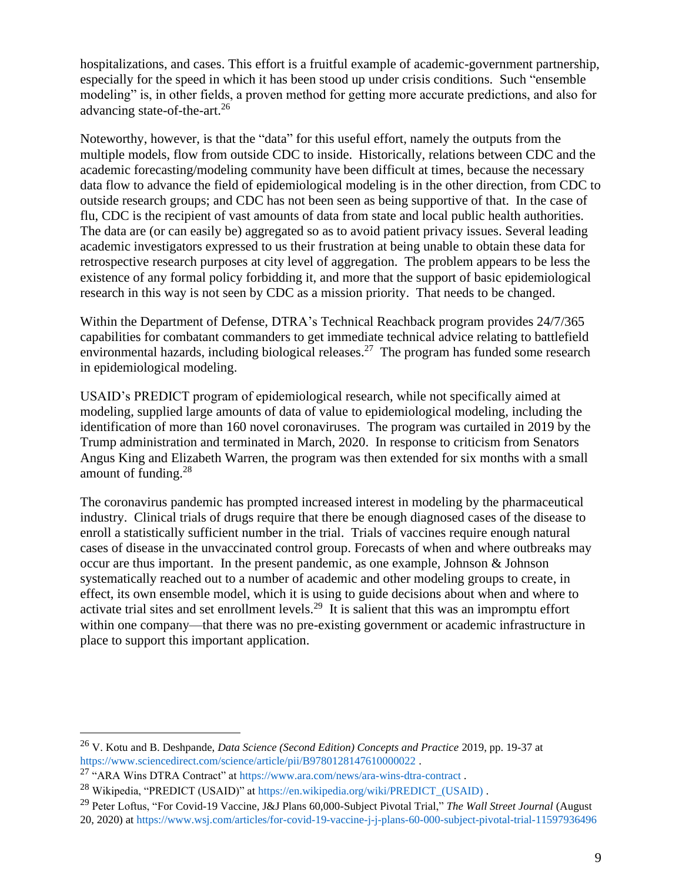hospitalizations, and cases. This effort is a fruitful example of academic-government partnership, especially for the speed in which it has been stood up under crisis conditions. Such "ensemble modeling" is, in other fields, a proven method for getting more accurate predictions, and also for advancing state-of-the-art.[26]

Noteworthy, however, is that the "data" for this useful effort, namely the outputs from the multiple models, flow from outside CDC to inside. Historically, relations between CDC and the academic forecasting/modeling community have been difficult at times, because the necessary data flow to advance the field of epidemiological modeling is in the other direction, from CDC to outside research groups; and CDC has not been seen as being supportive of that. In the case of flu, CDC is the recipient of vast amounts of data from state and local public health authorities. The data are (or can easily be) aggregated so as to avoid patient privacy issues. Several leading academic investigators expressed to us their frustration at being unable to obtain these data for retrospective research purposes at city level of aggregation. The problem appears to be less the existence of any formal policy forbidding it, and more that the support of basic epidemiological research in this way is not seen by CDC as a mission priority. That needs to be changed.

Within the Department of Defense, DTRA's Technical Reachback program provides 24/7/365 capabilities for combatant commanders to get immediate technical advice relating to battlefield environmental hazards, including biological releases.[27] The program has funded some research in epidemiological modeling.

USAID's PREDICT program of epidemiological research, while not specifically aimed at modeling, supplied large amounts of data of value to epidemiological modeling, including the identification of more than 160 novel coronaviruses. The program was curtailed in 2019 by the Trump administration and terminated in March, 2020. In response to criticism from Senators Angus King and Elizabeth Warren, the program was then extended for six months with a small amount of funding.[28]

The coronavirus pandemic has prompted increased interest in modeling by the pharmaceutical industry. Clinical trials of drugs require that there be enough diagnosed cases of the disease to enroll a statistically sufficient number in the trial. Trials of vaccines require enough natural cases of disease in the unvaccinated control group. Forecasts of when and where outbreaks may occur are thus important. In the present pandemic, as one example, Johnson & Johnson systematically reached out to a number of academic and other modeling groups to create, in effect, its own ensemble model, which it is using to guide decisions about when and where to activate trial sites and set enrollment levels.[29] It is salient that this was an impromptu effort within one company—that there was no pre-existing government or academic infrastructure in place to support this important application.

---

[26] V. Kotu and B. Deshpande, *Data Science (Second Edition) Concepts and Practice* 2019, pp. 19-37 at https://www.sciencedirect.com/science/article/pii/B9780128147610000022 .

[27] "ARA Wins DTRA Contract" at https://www.ara.com/news/ara-wins-dtra-contract .

[28] Wikipedia, "PREDICT (USAID)" at https://en.wikipedia.org/wiki/PREDICT_(USAID) .

[29] Peter Loftus, "For Covid-19 Vaccine, J&J Plans 60,000-Subject Pivotal Trial," *The Wall Street Journal* (August 20, 2020) at https://www.wsj.com/articles/for-covid-19-vaccine-j-j-plans-60-000-subject-pivotal-trial-11597936496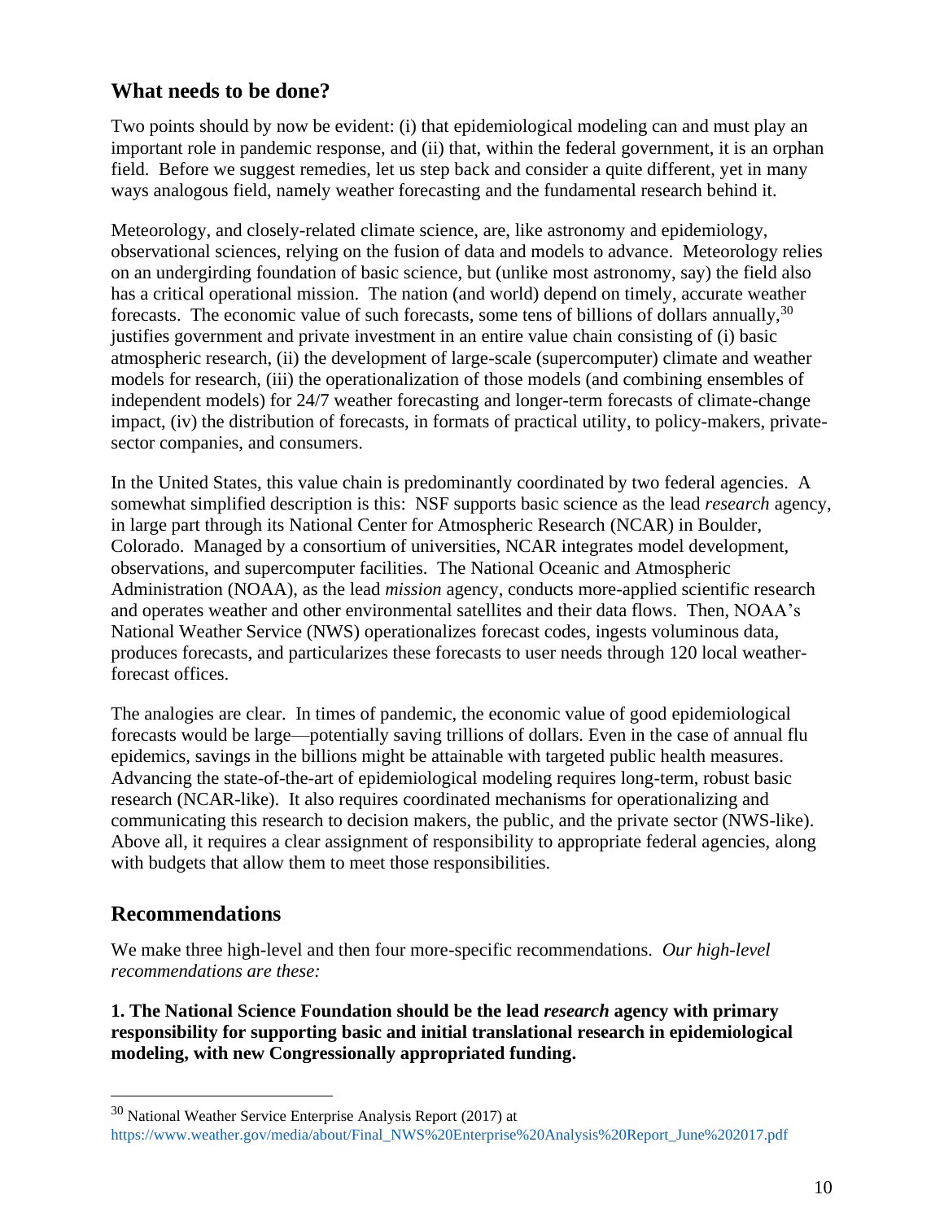## What needs to be done?

Two points should by now be evident: (i) that epidemiological modeling can and must play an important role in pandemic response, and (ii) that, within the federal government, it is an orphan field. Before we suggest remedies, let us step back and consider a quite different, yet in many ways analogous field, namely weather forecasting and the fundamental research behind it.

Meteorology, and closely-related climate science, are, like astronomy and epidemiology, observational sciences, relying on the fusion of data and models to advance. Meteorology relies on an undergirding foundation of basic science, but (unlike most astronomy, say) the field also has a critical operational mission. The nation (and world) depend on timely, accurate weather forecasts. The economic value of such forecasts, some tens of billions of dollars annually,[30] justifies government and private investment in an entire value chain consisting of (i) basic atmospheric research, (ii) the development of large-scale (supercomputer) climate and weather models for research, (iii) the operationalization of those models (and combining ensembles of independent models) for 24/7 weather forecasting and longer-term forecasts of climate-change impact, (iv) the distribution of forecasts, in formats of practical utility, to policy-makers, private-sector companies, and consumers.

In the United States, this value chain is predominantly coordinated by two federal agencies. A somewhat simplified description is this: NSF supports basic science as the lead *research* agency, in large part through its National Center for Atmospheric Research (NCAR) in Boulder, Colorado. Managed by a consortium of universities, NCAR integrates model development, observations, and supercomputer facilities. The National Oceanic and Atmospheric Administration (NOAA), as the lead *mission* agency, conducts more-applied scientific research and operates weather and other environmental satellites and their data flows. Then, NOAA's National Weather Service (NWS) operationalizes forecast codes, ingests voluminous data, produces forecasts, and particularizes these forecasts to user needs through 120 local weather-forecast offices.

The analogies are clear. In times of pandemic, the economic value of good epidemiological forecasts would be large—potentially saving trillions of dollars. Even in the case of annual flu epidemics, savings in the billions might be attainable with targeted public health measures. Advancing the state-of-the-art of epidemiological modeling requires long-term, robust basic research (NCAR-like). It also requires coordinated mechanisms for operationalizing and communicating this research to decision makers, the public, and the private sector (NWS-like). Above all, it requires a clear assignment of responsibility to appropriate federal agencies, along with budgets that allow them to meet those responsibilities.

## Recommendations

We make three high-level and then four more-specific recommendations. *Our high-level recommendations are these:*

**1. The National Science Foundation should be the lead *research* agency with primary responsibility for supporting basic and initial translational research in epidemiological modeling, with new Congressionally appropriated funding.**

---

[30] National Weather Service Enterprise Analysis Report (2017) at https://www.weather.gov/media/about/Final_NWS%20Enterprise%20Analysis%20Report_June%202017.pdf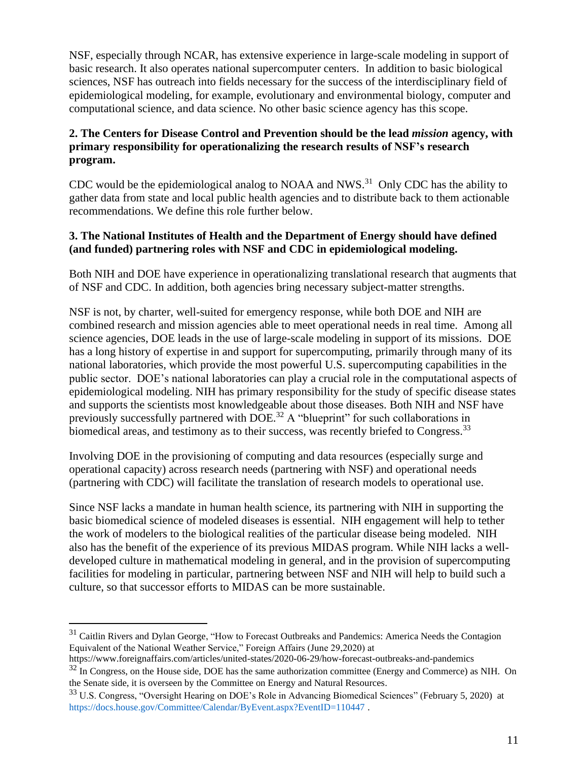NSF, especially through NCAR, has extensive experience in large-scale modeling in support of basic research. It also operates national supercomputer centers. In addition to basic biological sciences, NSF has outreach into fields necessary for the success of the interdisciplinary field of epidemiological modeling, for example, evolutionary and environmental biology, computer and computational science, and data science. No other basic science agency has this scope.

**2. The Centers for Disease Control and Prevention should be the lead *mission* agency, with primary responsibility for operationalizing the research results of NSF's research program.**

CDC would be the epidemiological analog to NOAA and NWS.[31] Only CDC has the ability to gather data from state and local public health agencies and to distribute back to them actionable recommendations. We define this role further below.

**3. The National Institutes of Health and the Department of Energy should have defined (and funded) partnering roles with NSF and CDC in epidemiological modeling.**

Both NIH and DOE have experience in operationalizing translational research that augments that of NSF and CDC. In addition, both agencies bring necessary subject-matter strengths.

NSF is not, by charter, well-suited for emergency response, while both DOE and NIH are combined research and mission agencies able to meet operational needs in real time. Among all science agencies, DOE leads in the use of large-scale modeling in support of its missions. DOE has a long history of expertise in and support for supercomputing, primarily through many of its national laboratories, which provide the most powerful U.S. supercomputing capabilities in the public sector. DOE's national laboratories can play a crucial role in the computational aspects of epidemiological modeling. NIH has primary responsibility for the study of specific disease states and supports the scientists most knowledgeable about those diseases. Both NIH and NSF have previously successfully partnered with DOE.[32] A "blueprint" for such collaborations in biomedical areas, and testimony as to their success, was recently briefed to Congress.[33]

Involving DOE in the provisioning of computing and data resources (especially surge and operational capacity) across research needs (partnering with NSF) and operational needs (partnering with CDC) will facilitate the translation of research models to operational use.

Since NSF lacks a mandate in human health science, its partnering with NIH in supporting the basic biomedical science of modeled diseases is essential. NIH engagement will help to tether the work of modelers to the biological realities of the particular disease being modeled. NIH also has the benefit of the experience of its previous MIDAS program. While NIH lacks a well-developed culture in mathematical modeling in general, and in the provision of supercomputing facilities for modeling in particular, partnering between NSF and NIH will help to build such a culture, so that successor efforts to MIDAS can be more sustainable.

---

[31] Caitlin Rivers and Dylan George, "How to Forecast Outbreaks and Pandemics: America Needs the Contagion Equivalent of the National Weather Service," Foreign Affairs (June 29,2020) at https://www.foreignaffairs.com/articles/united-states/2020-06-29/how-forecast-outbreaks-and-pandemics

[32] In Congress, on the House side, DOE has the same authorization committee (Energy and Commerce) as NIH. On the Senate side, it is overseen by the Committee on Energy and Natural Resources.

[33] U.S. Congress, "Oversight Hearing on DOE's Role in Advancing Biomedical Sciences" (February 5, 2020) at https://docs.house.gov/Committee/Calendar/ByEvent.aspx?EventID=110447 .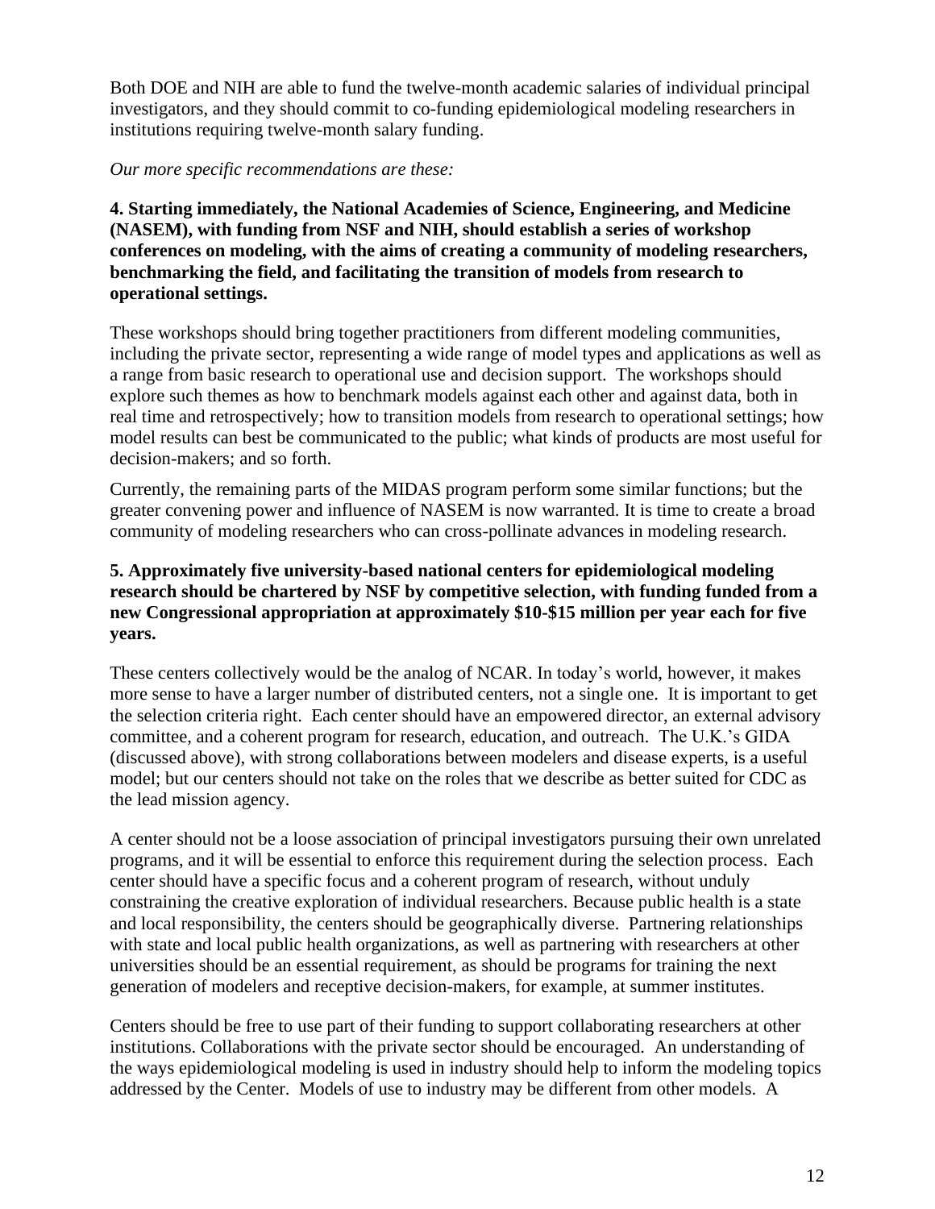Both DOE and NIH are able to fund the twelve-month academic salaries of individual principal investigators, and they should commit to co-funding epidemiological modeling researchers in institutions requiring twelve-month salary funding.

*Our more specific recommendations are these:*

**4. Starting immediately, the National Academies of Science, Engineering, and Medicine (NASEM), with funding from NSF and NIH, should establish a series of workshop conferences on modeling, with the aims of creating a community of modeling researchers, benchmarking the field, and facilitating the transition of models from research to operational settings.**

These workshops should bring together practitioners from different modeling communities, including the private sector, representing a wide range of model types and applications as well as a range from basic research to operational use and decision support. The workshops should explore such themes as how to benchmark models against each other and against data, both in real time and retrospectively; how to transition models from research to operational settings; how model results can best be communicated to the public; what kinds of products are most useful for decision-makers; and so forth.

Currently, the remaining parts of the MIDAS program perform some similar functions; but the greater convening power and influence of NASEM is now warranted. It is time to create a broad community of modeling researchers who can cross-pollinate advances in modeling research.

**5. Approximately five university-based national centers for epidemiological modeling research should be chartered by NSF by competitive selection, with funding funded from a new Congressional appropriation at approximately \$10-\$15 million per year each for five years.**

These centers collectively would be the analog of NCAR. In today's world, however, it makes more sense to have a larger number of distributed centers, not a single one. It is important to get the selection criteria right. Each center should have an empowered director, an external advisory committee, and a coherent program for research, education, and outreach. The U.K.'s GIDA (discussed above), with strong collaborations between modelers and disease experts, is a useful model; but our centers should not take on the roles that we describe as better suited for CDC as the lead mission agency.

A center should not be a loose association of principal investigators pursuing their own unrelated programs, and it will be essential to enforce this requirement during the selection process. Each center should have a specific focus and a coherent program of research, without unduly constraining the creative exploration of individual researchers. Because public health is a state and local responsibility, the centers should be geographically diverse. Partnering relationships with state and local public health organizations, as well as partnering with researchers at other universities should be an essential requirement, as should be programs for training the next generation of modelers and receptive decision-makers, for example, at summer institutes.

Centers should be free to use part of their funding to support collaborating researchers at other institutions. Collaborations with the private sector should be encouraged. An understanding of the ways epidemiological modeling is used in industry should help to inform the modeling topics addressed by the Center. Models of use to industry may be different from other models. A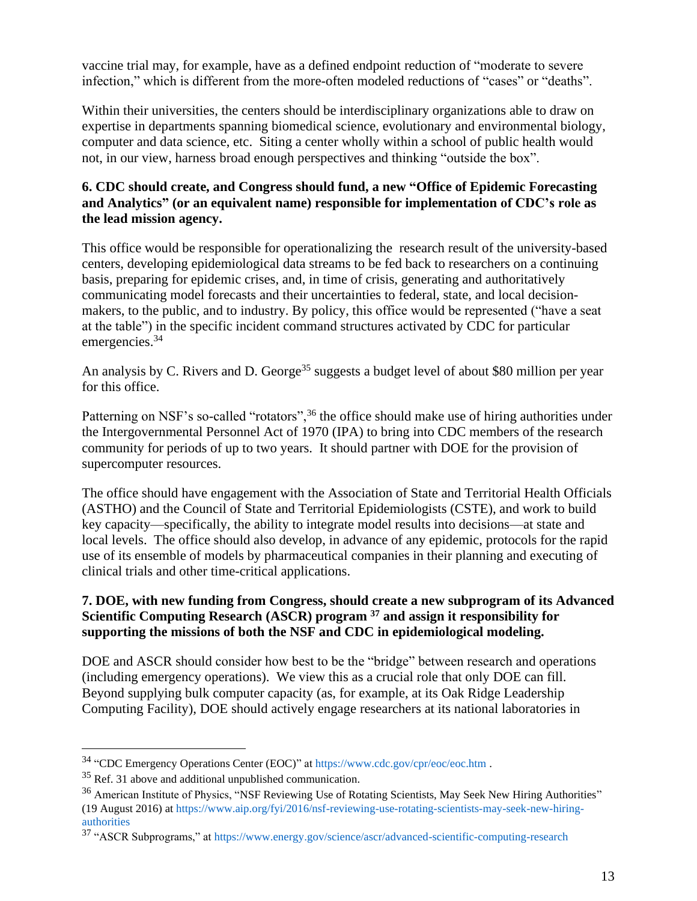vaccine trial may, for example, have as a defined endpoint reduction of "moderate to severe infection," which is different from the more-often modeled reductions of "cases" or "deaths".

Within their universities, the centers should be interdisciplinary organizations able to draw on expertise in departments spanning biomedical science, evolutionary and environmental biology, computer and data science, etc. Siting a center wholly within a school of public health would not, in our view, harness broad enough perspectives and thinking "outside the box".

**6. CDC should create, and Congress should fund, a new "Office of Epidemic Forecasting and Analytics" (or an equivalent name) responsible for implementation of CDC's role as the lead mission agency.**

This office would be responsible for operationalizing the research result of the university-based centers, developing epidemiological data streams to be fed back to researchers on a continuing basis, preparing for epidemic crises, and, in time of crisis, generating and authoritatively communicating model forecasts and their uncertainties to federal, state, and local decision-makers, to the public, and to industry. By policy, this office would be represented ("have a seat at the table") in the specific incident command structures activated by CDC for particular emergencies.[34]

An analysis by C. Rivers and D. George[35] suggests a budget level of about $80 million per year for this office.

Patterning on NSF's so-called "rotators",[36] the office should make use of hiring authorities under the Intergovernmental Personnel Act of 1970 (IPA) to bring into CDC members of the research community for periods of up to two years. It should partner with DOE for the provision of supercomputer resources.

The office should have engagement with the Association of State and Territorial Health Officials (ASTHO) and the Council of State and Territorial Epidemiologists (CSTE), and work to build key capacity—specifically, the ability to integrate model results into decisions—at state and local levels. The office should also develop, in advance of any epidemic, protocols for the rapid use of its ensemble of models by pharmaceutical companies in their planning and executing of clinical trials and other time-critical applications.

**7. DOE, with new funding from Congress, should create a new subprogram of its Advanced Scientific Computing Research (ASCR) program [37] and assign it responsibility for supporting the missions of both the NSF and CDC in epidemiological modeling.**

DOE and ASCR should consider how best to be the "bridge" between research and operations (including emergency operations). We view this as a crucial role that only DOE can fill. Beyond supplying bulk computer capacity (as, for example, at its Oak Ridge Leadership Computing Facility), DOE should actively engage researchers at its national laboratories in

---

[34] "CDC Emergency Operations Center (EOC)" at https://www.cdc.gov/cpr/eoc/eoc.htm .

[35] Ref. 31 above and additional unpublished communication.

[36] American Institute of Physics, "NSF Reviewing Use of Rotating Scientists, May Seek New Hiring Authorities" (19 August 2016) at https://www.aip.org/fyi/2016/nsf-reviewing-use-rotating-scientists-may-seek-new-hiring-authorities

[37] "ASCR Subprograms," at https://www.energy.gov/science/ascr/advanced-scientific-computing-research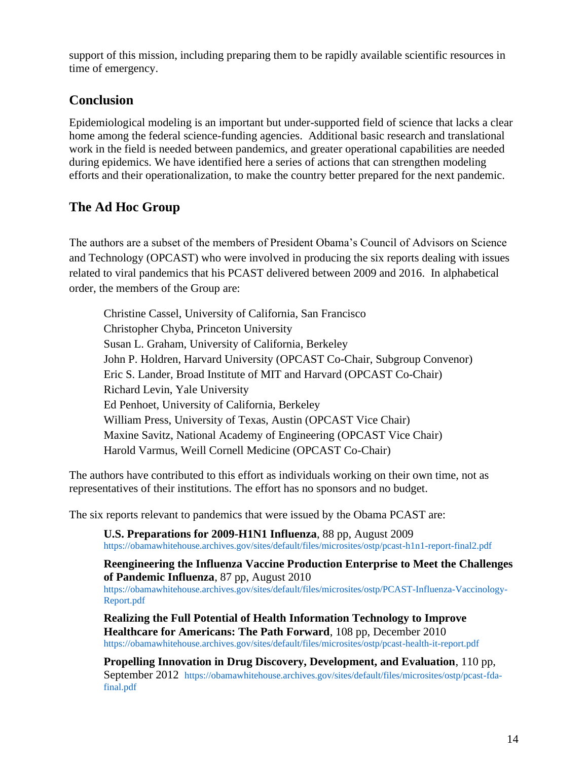support of this mission, including preparing them to be rapidly available scientific resources in time of emergency.

## Conclusion

Epidemiological modeling is an important but under-supported field of science that lacks a clear home among the federal science-funding agencies. Additional basic research and translational work in the field is needed between pandemics, and greater operational capabilities are needed during epidemics. We have identified here a series of actions that can strengthen modeling efforts and their operationalization, to make the country better prepared for the next pandemic.

## The Ad Hoc Group

The authors are a subset of the members of President Obama's Council of Advisors on Science and Technology (OPCAST) who were involved in producing the six reports dealing with issues related to viral pandemics that his PCAST delivered between 2009 and 2016. In alphabetical order, the members of the Group are:

Christine Cassel, University of California, San Francisco
Christopher Chyba, Princeton University
Susan L. Graham, University of California, Berkeley
John P. Holdren, Harvard University (OPCAST Co-Chair, Subgroup Convenor)
Eric S. Lander, Broad Institute of MIT and Harvard (OPCAST Co-Chair)
Richard Levin, Yale University
Ed Penhoet, University of California, Berkeley
William Press, University of Texas, Austin (OPCAST Vice Chair)
Maxine Savitz, National Academy of Engineering (OPCAST Vice Chair)
Harold Varmus, Weill Cornell Medicine (OPCAST Co-Chair)

The authors have contributed to this effort as individuals working on their own time, not as representatives of their institutions. The effort has no sponsors and no budget.

The six reports relevant to pandemics that were issued by the Obama PCAST are:

**U.S. Preparations for 2009-H1N1 Influenza**, 88 pp, August 2009
https://obamawhitehouse.archives.gov/sites/default/files/microsites/ostp/pcast-h1n1-report-final2.pdf

**Reengineering the Influenza Vaccine Production Enterprise to Meet the Challenges of Pandemic Influenza**, 87 pp, August 2010
https://obamawhitehouse.archives.gov/sites/default/files/microsites/ostp/PCAST-Influenza-Vaccinology-Report.pdf

**Realizing the Full Potential of Health Information Technology to Improve Healthcare for Americans: The Path Forward**, 108 pp, December 2010
https://obamawhitehouse.archives.gov/sites/default/files/microsites/ostp/pcast-health-it-report.pdf

**Propelling Innovation in Drug Discovery, Development, and Evaluation**, 110 pp, September 2012 https://obamawhitehouse.archives.gov/sites/default/files/microsites/ostp/pcast-fda-final.pdf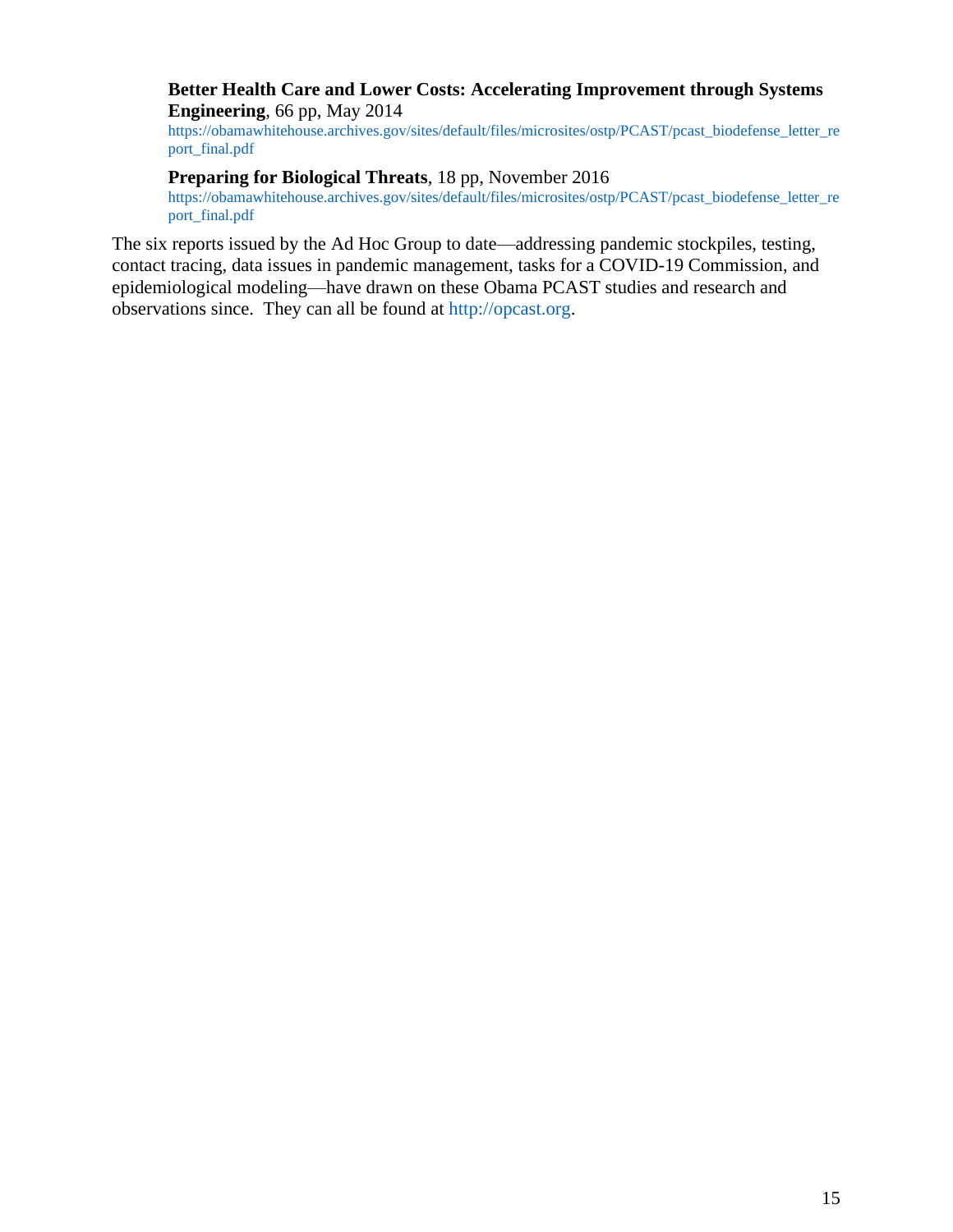**Better Health Care and Lower Costs: Accelerating Improvement through Systems Engineering**, 66 pp, May 2014
https://obamawhitehouse.archives.gov/sites/default/files/microsites/ostp/PCAST/pcast_biodefense_letter_report_final.pdf

**Preparing for Biological Threats**, 18 pp, November 2016
https://obamawhitehouse.archives.gov/sites/default/files/microsites/ostp/PCAST/pcast_biodefense_letter_report_final.pdf

The six reports issued by the Ad Hoc Group to date—addressing pandemic stockpiles, testing, contact tracing, data issues in pandemic management, tasks for a COVID-19 Commission, and epidemiological modeling—have drawn on these Obama PCAST studies and research and observations since. They can all be found at http://opcast.org.